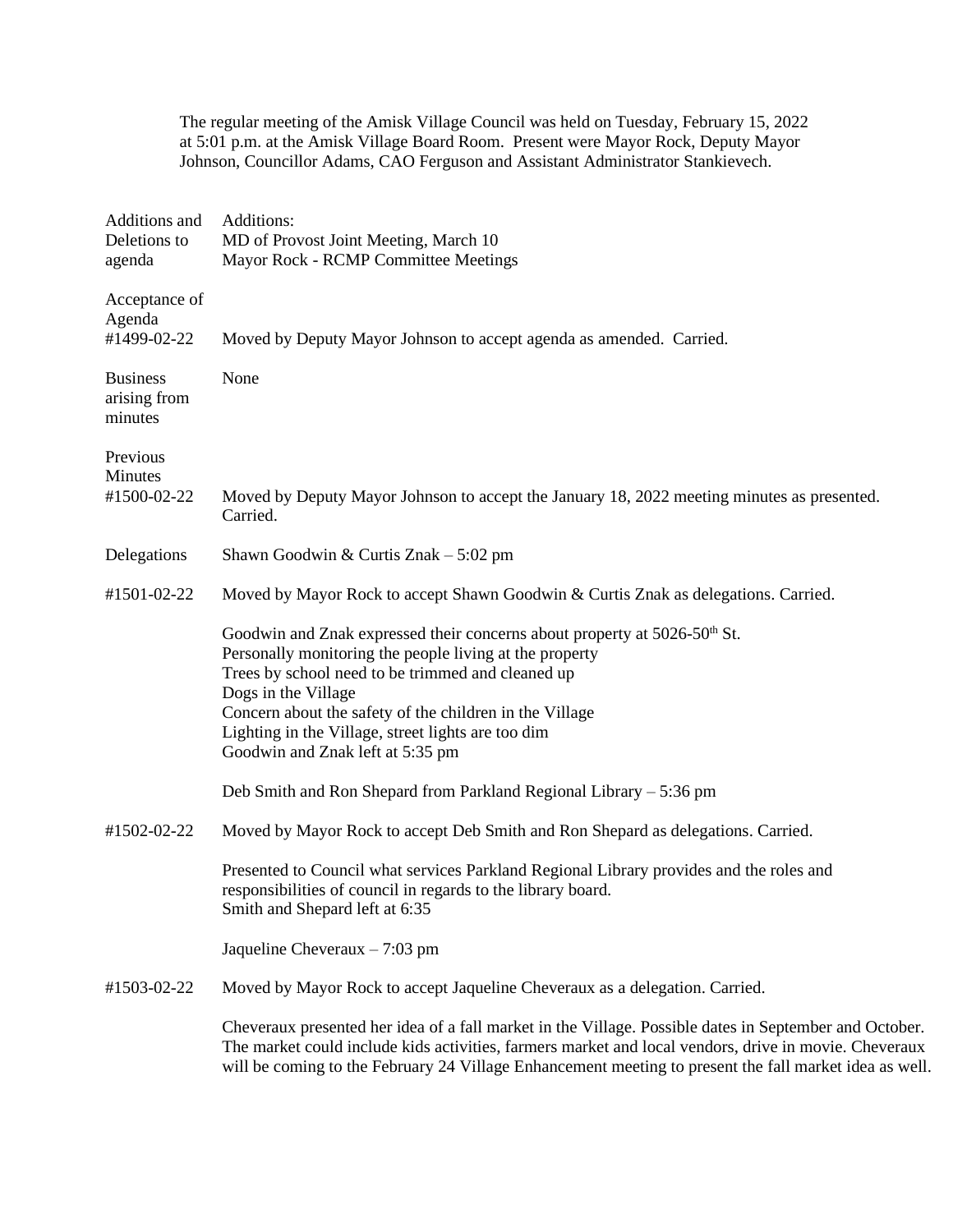The regular meeting of the Amisk Village Council was held on Tuesday, February 15, 2022 at 5:01 p.m. at the Amisk Village Board Room. Present were Mayor Rock, Deputy Mayor Johnson, Councillor Adams, CAO Ferguson and Assistant Administrator Stankievech.

| | |
|---|---|
| Additions and Deletions to agenda | Additions:<br>MD of Provost Joint Meeting, March 10<br>Mayor Rock - RCMP Committee Meetings |
| Acceptance of Agenda<br>#1499-02-22 | Moved by Deputy Mayor Johnson to accept agenda as amended. Carried. |
| Business arising from minutes | None |
| Previous Minutes<br>#1500-02-22 | Moved by Deputy Mayor Johnson to accept the January 18, 2022 meeting minutes as presented. Carried. |
| Delegations | Shawn Goodwin & Curtis Znak – 5:02 pm |
| #1501-02-22 | Moved by Mayor Rock to accept Shawn Goodwin & Curtis Znak as delegations. Carried.<br><br>Goodwin and Znak expressed their concerns about property at 5026-50th St.<br>Personally monitoring the people living at the property<br>Trees by school need to be trimmed and cleaned up<br>Dogs in the Village<br>Concern about the safety of the children in the Village<br>Lighting in the Village, street lights are too dim<br>Goodwin and Znak left at 5:35 pm<br><br>Deb Smith and Ron Shepard from Parkland Regional Library – 5:36 pm |
| #1502-02-22 | Moved by Mayor Rock to accept Deb Smith and Ron Shepard as delegations. Carried.<br><br>Presented to Council what services Parkland Regional Library provides and the roles and responsibilities of council in regards to the library board.<br>Smith and Shepard left at 6:35<br><br>Jaqueline Cheveraux – 7:03 pm |
| #1503-02-22 | Moved by Mayor Rock to accept Jaqueline Cheveraux as a delegation. Carried.<br><br>Cheveraux presented her idea of a fall market in the Village. Possible dates in September and October. The market could include kids activities, farmers market and local vendors, drive in movie. Cheveraux will be coming to the February 24 Village Enhancement meeting to present the fall market idea as well. |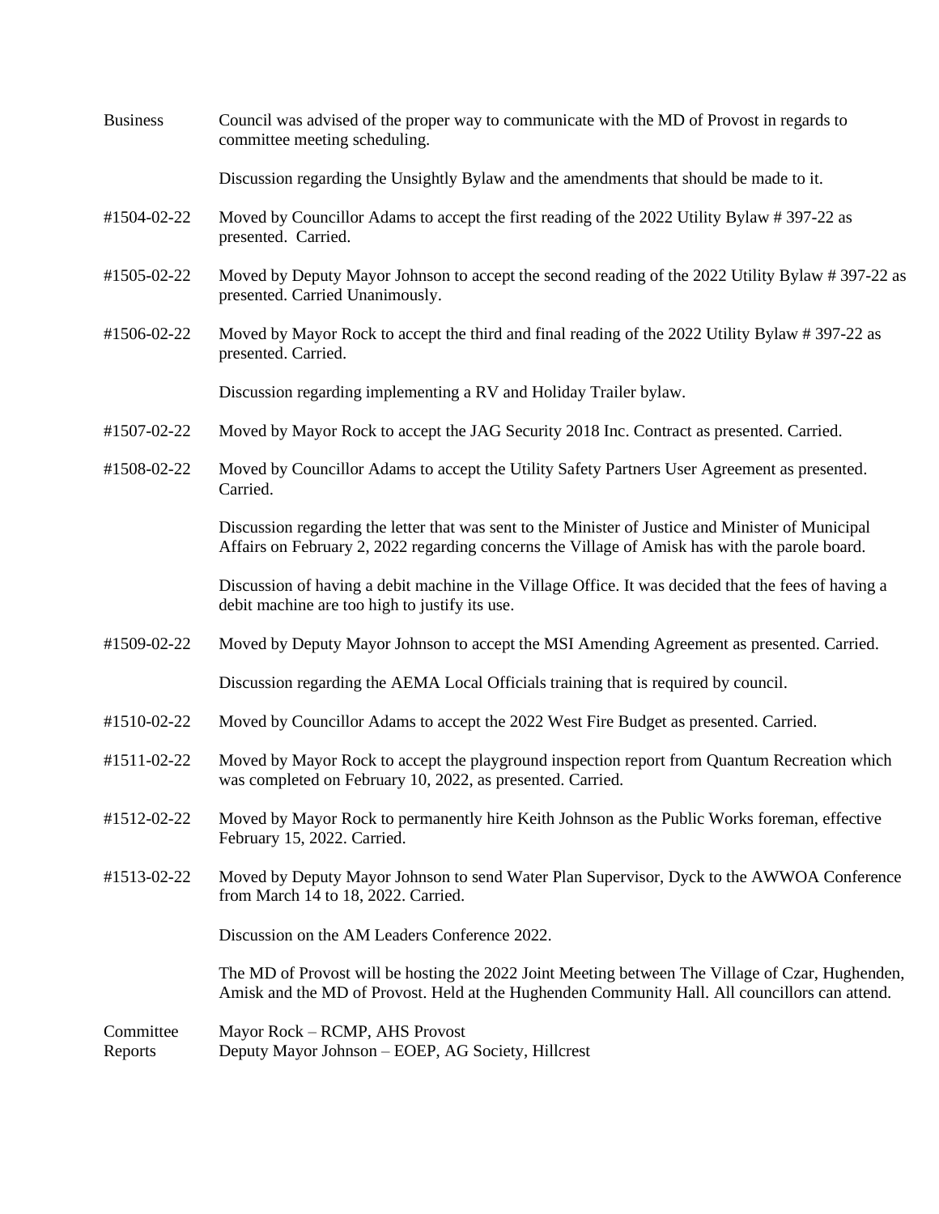**Business** Council was advised of the proper way to communicate with the MD of Provost in regards to committee meeting scheduling.

Discussion regarding the Unsightly Bylaw and the amendments that should be made to it.

**#1504-02-22** Moved by Councillor Adams to accept the first reading of the 2022 Utility Bylaw # 397-22 as presented. Carried.

**#1505-02-22** Moved by Deputy Mayor Johnson to accept the second reading of the 2022 Utility Bylaw # 397-22 as presented. Carried Unanimously.

**#1506-02-22** Moved by Mayor Rock to accept the third and final reading of the 2022 Utility Bylaw # 397-22 as presented. Carried.

Discussion regarding implementing a RV and Holiday Trailer bylaw.

**#1507-02-22** Moved by Mayor Rock to accept the JAG Security 2018 Inc. Contract as presented. Carried.

**#1508-02-22** Moved by Councillor Adams to accept the Utility Safety Partners User Agreement as presented. Carried.

Discussion regarding the letter that was sent to the Minister of Justice and Minister of Municipal Affairs on February 2, 2022 regarding concerns the Village of Amisk has with the parole board.

Discussion of having a debit machine in the Village Office. It was decided that the fees of having a debit machine are too high to justify its use.

**#1509-02-22** Moved by Deputy Mayor Johnson to accept the MSI Amending Agreement as presented. Carried.

Discussion regarding the AEMA Local Officials training that is required by council.

**#1510-02-22** Moved by Councillor Adams to accept the 2022 West Fire Budget as presented. Carried.

**#1511-02-22** Moved by Mayor Rock to accept the playground inspection report from Quantum Recreation which was completed on February 10, 2022, as presented. Carried.

**#1512-02-22** Moved by Mayor Rock to permanently hire Keith Johnson as the Public Works foreman, effective February 15, 2022. Carried.

**#1513-02-22** Moved by Deputy Mayor Johnson to send Water Plan Supervisor, Dyck to the AWWOA Conference from March 14 to 18, 2022. Carried.

Discussion on the AM Leaders Conference 2022.

The MD of Provost will be hosting the 2022 Joint Meeting between The Village of Czar, Hughenden, Amisk and the MD of Provost. Held at the Hughenden Community Hall. All councillors can attend.

**Committee Reports**
Mayor Rock – RCMP, AHS Provost
Deputy Mayor Johnson – EOEP, AG Society, Hillcrest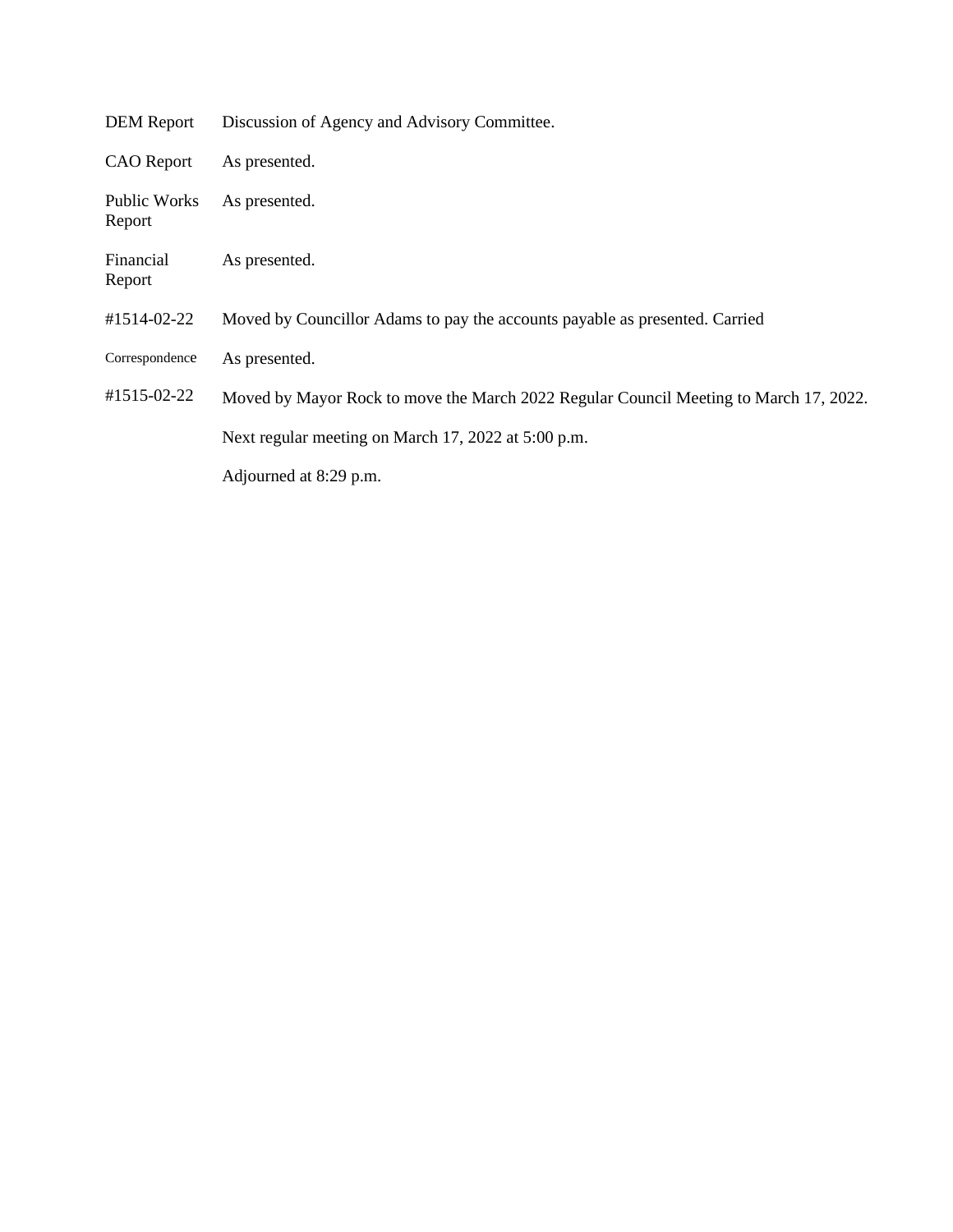| | |
|---|---|
| DEM Report | Discussion of Agency and Advisory Committee. |
| CAO Report | As presented. |
| Public Works Report | As presented. |
| Financial Report | As presented. |
| #1514-02-22 | Moved by Councillor Adams to pay the accounts payable as presented. Carried |
| Correspondence | As presented. |
| #1515-02-22 | Moved by Mayor Rock to move the March 2022 Regular Council Meeting to March 17, 2022. |
| | Next regular meeting on March 17, 2022 at 5:00 p.m. |
| | Adjourned at 8:29 p.m. |